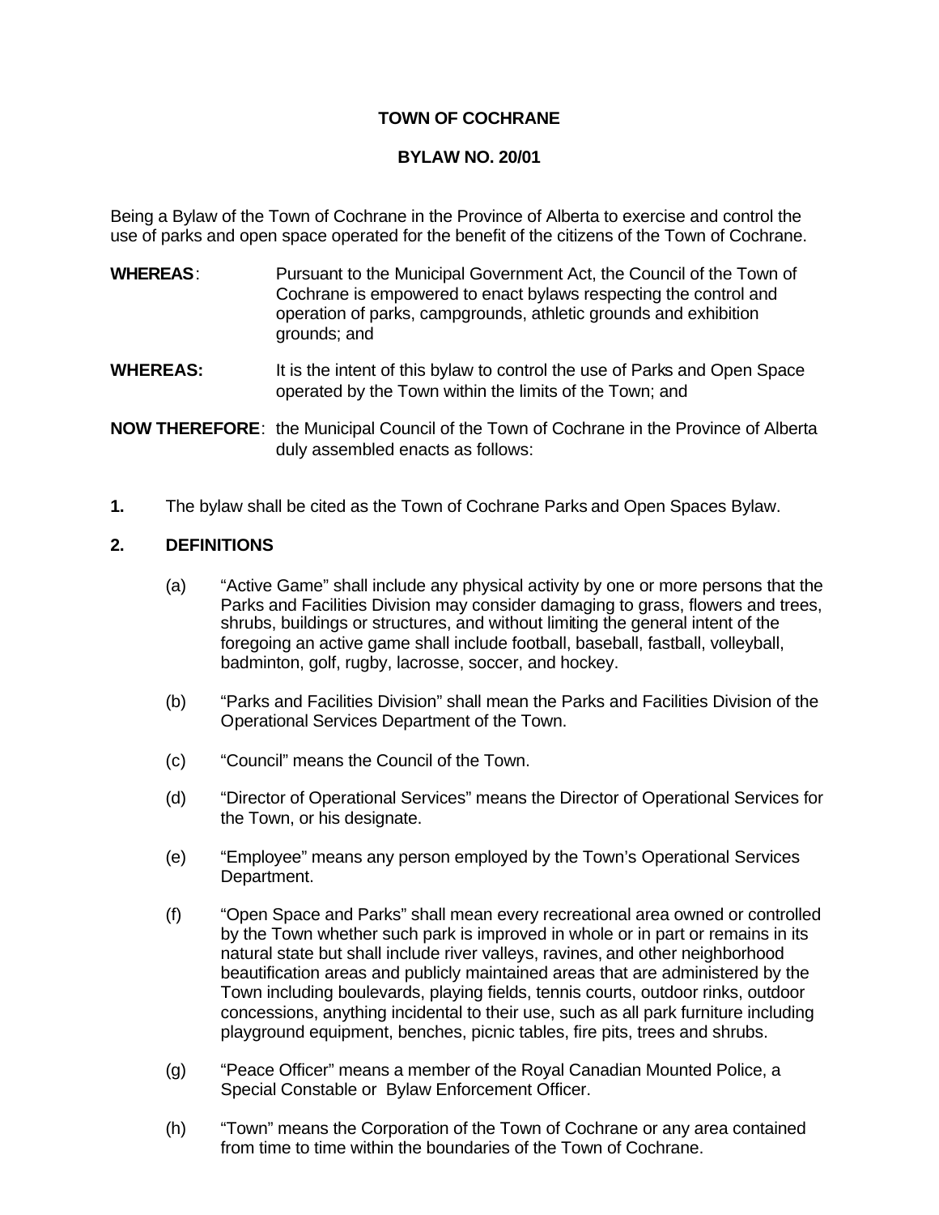# TOWN OF COCHRANE

## BYLAW NO. 20/01

Being a Bylaw of the Town of Cochrane in the Province of Alberta to exercise and control the use of parks and open space operated for the benefit of the citizens of the Town of Cochrane.

**WHEREAS**: Pursuant to the Municipal Government Act, the Council of the Town of Cochrane is empowered to enact bylaws respecting the control and operation of parks, campgrounds, athletic grounds and exhibition grounds; and

**WHEREAS:** It is the intent of this bylaw to control the use of Parks and Open Space operated by the Town within the limits of the Town; and

**NOW THEREFORE**: the Municipal Council of the Town of Cochrane in the Province of Alberta duly assembled enacts as follows:

**1.** The bylaw shall be cited as the Town of Cochrane Parks and Open Spaces Bylaw.

**2. DEFINITIONS**

(a) "Active Game" shall include any physical activity by one or more persons that the Parks and Facilities Division may consider damaging to grass, flowers and trees, shrubs, buildings or structures, and without limiting the general intent of the foregoing an active game shall include football, baseball, fastball, volleyball, badminton, golf, rugby, lacrosse, soccer, and hockey.

(b) "Parks and Facilities Division" shall mean the Parks and Facilities Division of the Operational Services Department of the Town.

(c) "Council" means the Council of the Town.

(d) "Director of Operational Services" means the Director of Operational Services for the Town, or his designate.

(e) "Employee" means any person employed by the Town's Operational Services Department.

(f) "Open Space and Parks" shall mean every recreational area owned or controlled by the Town whether such park is improved in whole or in part or remains in its natural state but shall include river valleys, ravines, and other neighborhood beautification areas and publicly maintained areas that are administered by the Town including boulevards, playing fields, tennis courts, outdoor rinks, outdoor concessions, anything incidental to their use, such as all park furniture including playground equipment, benches, picnic tables, fire pits, trees and shrubs.

(g) "Peace Officer" means a member of the Royal Canadian Mounted Police, a Special Constable or Bylaw Enforcement Officer.

(h) "Town" means the Corporation of the Town of Cochrane or any area contained from time to time within the boundaries of the Town of Cochrane.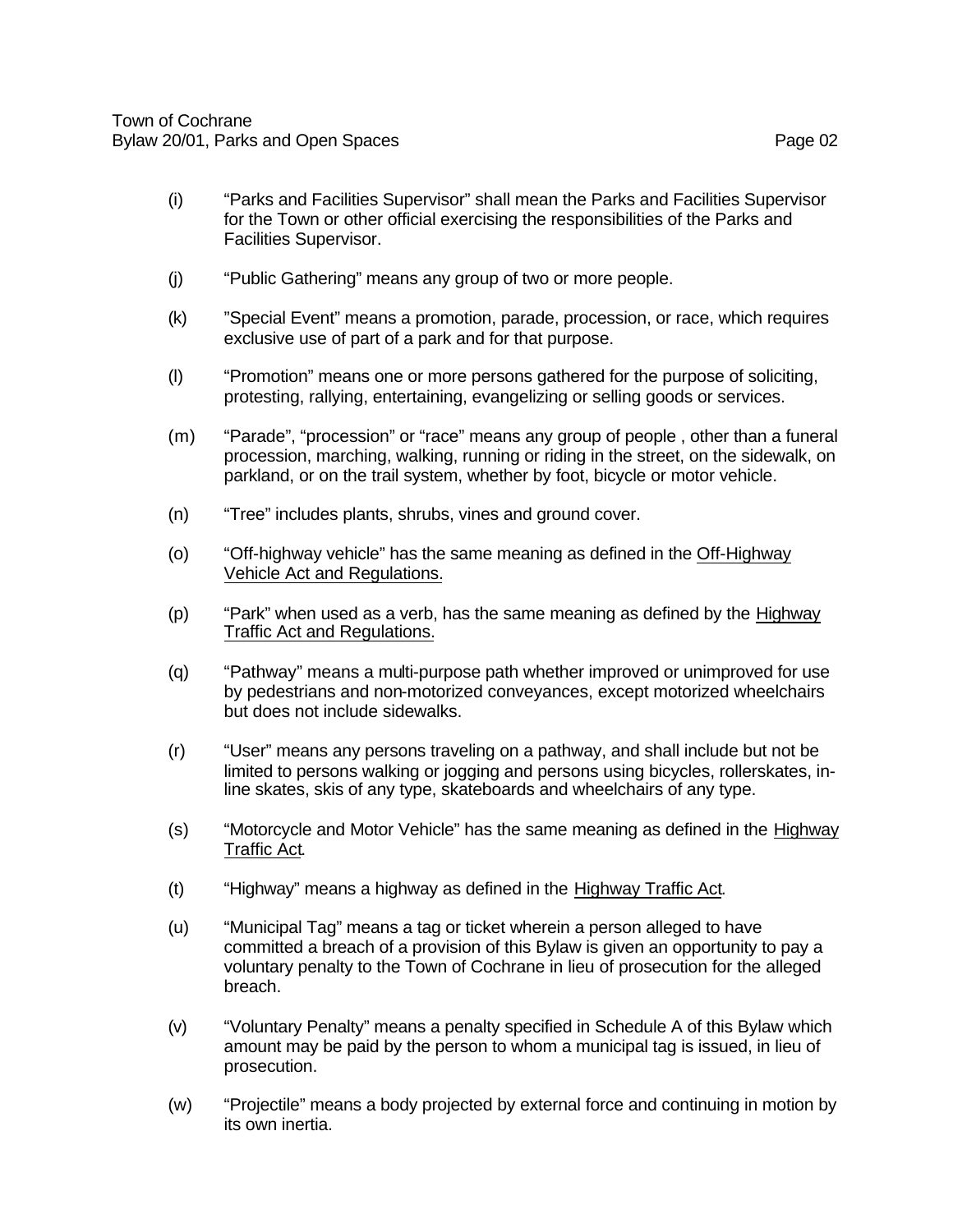(i) "Parks and Facilities Supervisor" shall mean the Parks and Facilities Supervisor for the Town or other official exercising the responsibilities of the Parks and Facilities Supervisor.

(j) "Public Gathering" means any group of two or more people.

(k) "Special Event" means a promotion, parade, procession, or race, which requires exclusive use of part of a park and for that purpose.

(l) "Promotion" means one or more persons gathered for the purpose of soliciting, protesting, rallying, entertaining, evangelizing or selling goods or services.

(m) "Parade", "procession" or "race" means any group of people , other than a funeral procession, marching, walking, running or riding in the street, on the sidewalk, on parkland, or on the trail system, whether by foot, bicycle or motor vehicle.

(n) "Tree" includes plants, shrubs, vines and ground cover.

(o) "Off-highway vehicle" has the same meaning as defined in the Off-Highway Vehicle Act and Regulations.

(p) "Park" when used as a verb, has the same meaning as defined by the Highway Traffic Act and Regulations.

(q) "Pathway" means a multi-purpose path whether improved or unimproved for use by pedestrians and non-motorized conveyances, except motorized wheelchairs but does not include sidewalks.

(r) "User" means any persons traveling on a pathway, and shall include but not be limited to persons walking or jogging and persons using bicycles, rollerskates, in-line skates, skis of any type, skateboards and wheelchairs of any type.

(s) "Motorcycle and Motor Vehicle" has the same meaning as defined in the Highway Traffic Act.

(t) "Highway" means a highway as defined in the Highway Traffic Act.

(u) "Municipal Tag" means a tag or ticket wherein a person alleged to have committed a breach of a provision of this Bylaw is given an opportunity to pay a voluntary penalty to the Town of Cochrane in lieu of prosecution for the alleged breach.

(v) "Voluntary Penalty" means a penalty specified in Schedule A of this Bylaw which amount may be paid by the person to whom a municipal tag is issued, in lieu of prosecution.

(w) "Projectile" means a body projected by external force and continuing in motion by its own inertia.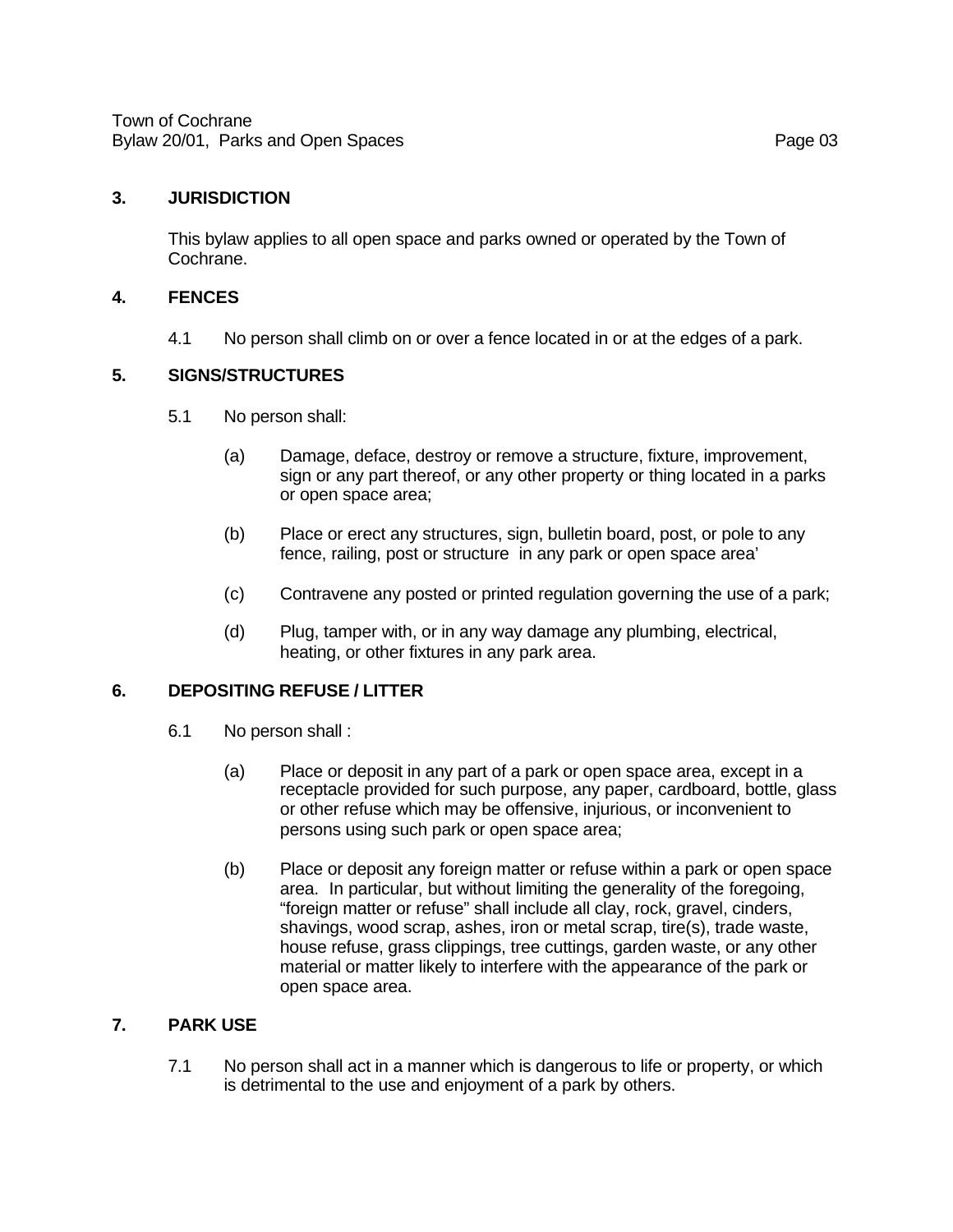## 3. JURISDICTION

This bylaw applies to all open space and parks owned or operated by the Town of Cochrane.

## 4. FENCES

4.1 No person shall climb on or over a fence located in or at the edges of a park.

## 5. SIGNS/STRUCTURES

5.1 No person shall:

(a) Damage, deface, destroy or remove a structure, fixture, improvement, sign or any part thereof, or any other property or thing located in a parks or open space area;

(b) Place or erect any structures, sign, bulletin board, post, or pole to any fence, railing, post or structure in any park or open space area'

(c) Contravene any posted or printed regulation governing the use of a park;

(d) Plug, tamper with, or in any way damage any plumbing, electrical, heating, or other fixtures in any park area.

## 6. DEPOSITING REFUSE / LITTER

6.1 No person shall :

(a) Place or deposit in any part of a park or open space area, except in a receptacle provided for such purpose, any paper, cardboard, bottle, glass or other refuse which may be offensive, injurious, or inconvenient to persons using such park or open space area;

(b) Place or deposit any foreign matter or refuse within a park or open space area. In particular, but without limiting the generality of the foregoing, "foreign matter or refuse" shall include all clay, rock, gravel, cinders, shavings, wood scrap, ashes, iron or metal scrap, tire(s), trade waste, house refuse, grass clippings, tree cuttings, garden waste, or any other material or matter likely to interfere with the appearance of the park or open space area.

## 7. PARK USE

7.1 No person shall act in a manner which is dangerous to life or property, or which is detrimental to the use and enjoyment of a park by others.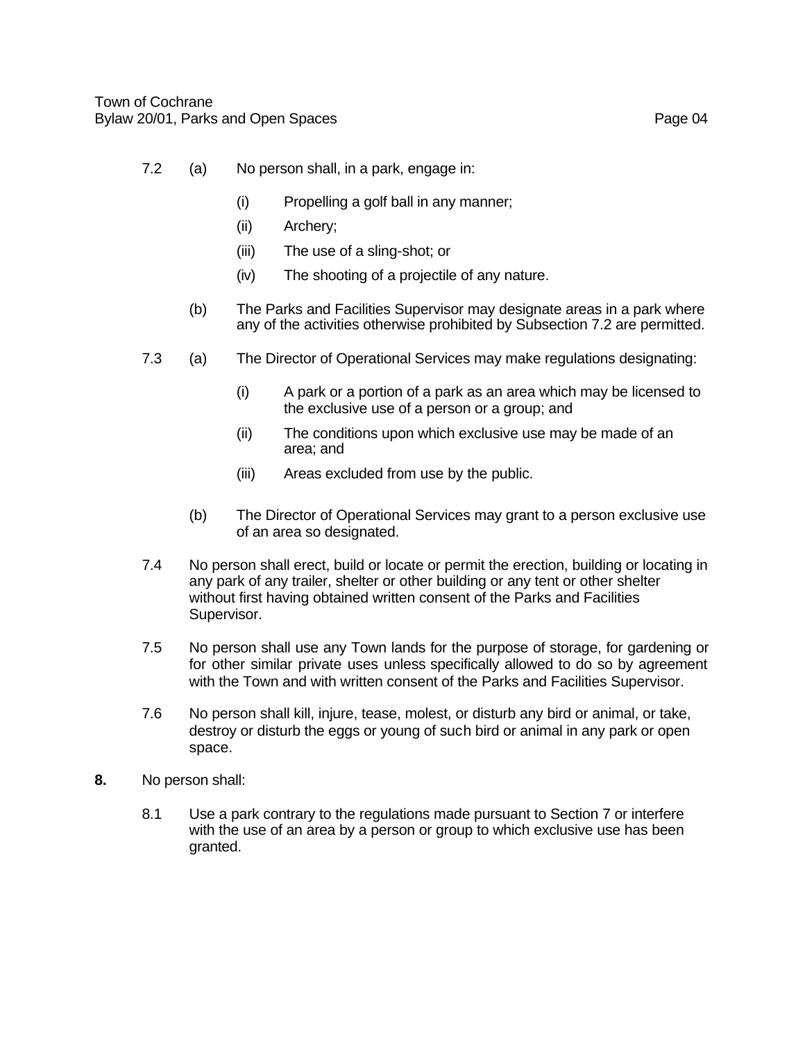7.2 (a) No person shall, in a park, engage in:

(i) Propelling a golf ball in any manner;

(ii) Archery;

(iii) The use of a sling-shot; or

(iv) The shooting of a projectile of any nature.

(b) The Parks and Facilities Supervisor may designate areas in a park where any of the activities otherwise prohibited by Subsection 7.2 are permitted.

7.3 (a) The Director of Operational Services may make regulations designating:

(i) A park or a portion of a park as an area which may be licensed to the exclusive use of a person or a group; and

(ii) The conditions upon which exclusive use may be made of an area; and

(iii) Areas excluded from use by the public.

(b) The Director of Operational Services may grant to a person exclusive use of an area so designated.

7.4 No person shall erect, build or locate or permit the erection, building or locating in any park of any trailer, shelter or other building or any tent or other shelter without first having obtained written consent of the Parks and Facilities Supervisor.

7.5 No person shall use any Town lands for the purpose of storage, for gardening or for other similar private uses unless specifically allowed to do so by agreement with the Town and with written consent of the Parks and Facilities Supervisor.

7.6 No person shall kill, injure, tease, molest, or disturb any bird or animal, or take, destroy or disturb the eggs or young of such bird or animal in any park or open space.

**8.** No person shall:

8.1 Use a park contrary to the regulations made pursuant to Section 7 or interfere with the use of an area by a person or group to which exclusive use has been granted.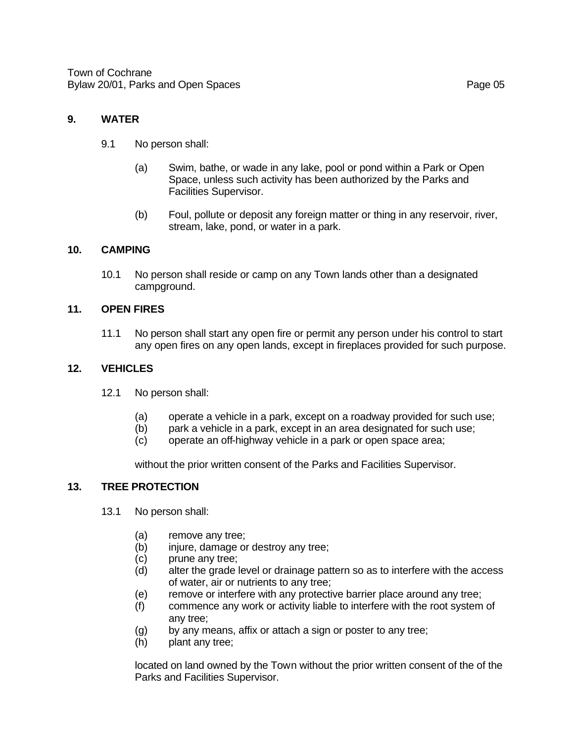## 9. WATER

9.1 No person shall:

(a) Swim, bathe, or wade in any lake, pool or pond within a Park or Open Space, unless such activity has been authorized by the Parks and Facilities Supervisor.

(b) Foul, pollute or deposit any foreign matter or thing in any reservoir, river, stream, lake, pond, or water in a park.

## 10. CAMPING

10.1 No person shall reside or camp on any Town lands other than a designated campground.

## 11. OPEN FIRES

11.1 No person shall start any open fire or permit any person under his control to start any open fires on any open lands, except in fireplaces provided for such purpose.

## 12. VEHICLES

12.1 No person shall:

(a) operate a vehicle in a park, except on a roadway provided for such use;
(b) park a vehicle in a park, except in an area designated for such use;
(c) operate an off-highway vehicle in a park or open space area;

without the prior written consent of the Parks and Facilities Supervisor.

## 13. TREE PROTECTION

13.1 No person shall:

(a) remove any tree;
(b) injure, damage or destroy any tree;
(c) prune any tree;
(d) alter the grade level or drainage pattern so as to interfere with the access of water, air or nutrients to any tree;
(e) remove or interfere with any protective barrier place around any tree;
(f) commence any work or activity liable to interfere with the root system of any tree;
(g) by any means, affix or attach a sign or poster to any tree;
(h) plant any tree;

located on land owned by the Town without the prior written consent of the of the Parks and Facilities Supervisor.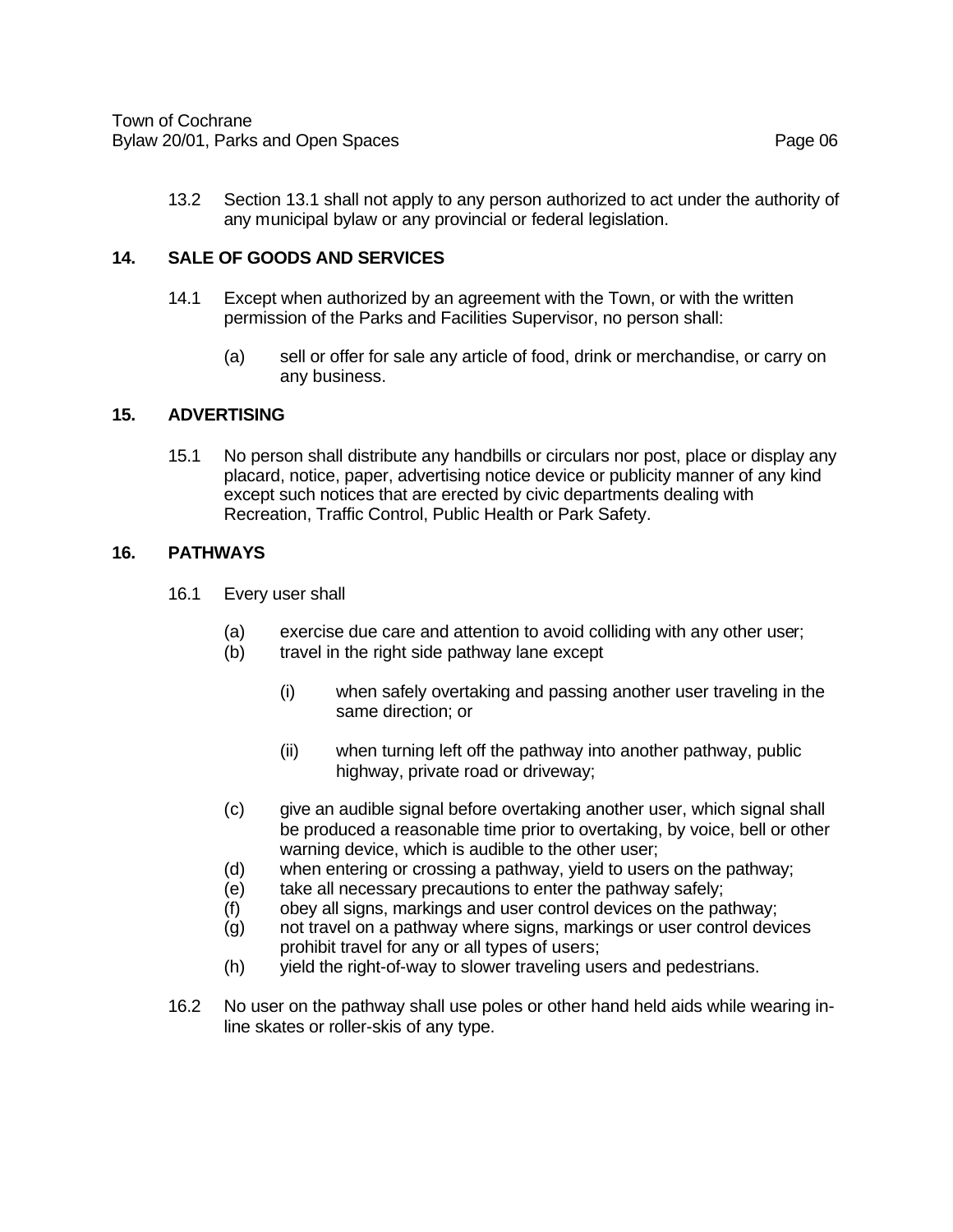13.2 Section 13.1 shall not apply to any person authorized to act under the authority of any municipal bylaw or any provincial or federal legislation.

## 14. SALE OF GOODS AND SERVICES

14.1 Except when authorized by an agreement with the Town, or with the written permission of the Parks and Facilities Supervisor, no person shall:

(a) sell or offer for sale any article of food, drink or merchandise, or carry on any business.

## 15. ADVERTISING

15.1 No person shall distribute any handbills or circulars nor post, place or display any placard, notice, paper, advertising notice device or publicity manner of any kind except such notices that are erected by civic departments dealing with Recreation, Traffic Control, Public Health or Park Safety.

## 16. PATHWAYS

16.1 Every user shall

(a) exercise due care and attention to avoid colliding with any other user;

(b) travel in the right side pathway lane except

(i) when safely overtaking and passing another user traveling in the same direction; or

(ii) when turning left off the pathway into another pathway, public highway, private road or driveway;

(c) give an audible signal before overtaking another user, which signal shall be produced a reasonable time prior to overtaking, by voice, bell or other warning device, which is audible to the other user;

(d) when entering or crossing a pathway, yield to users on the pathway;

(e) take all necessary precautions to enter the pathway safely;

(f) obey all signs, markings and user control devices on the pathway;

(g) not travel on a pathway where signs, markings or user control devices prohibit travel for any or all types of users;

(h) yield the right-of-way to slower traveling users and pedestrians.

16.2 No user on the pathway shall use poles or other hand held aids while wearing in-line skates or roller-skis of any type.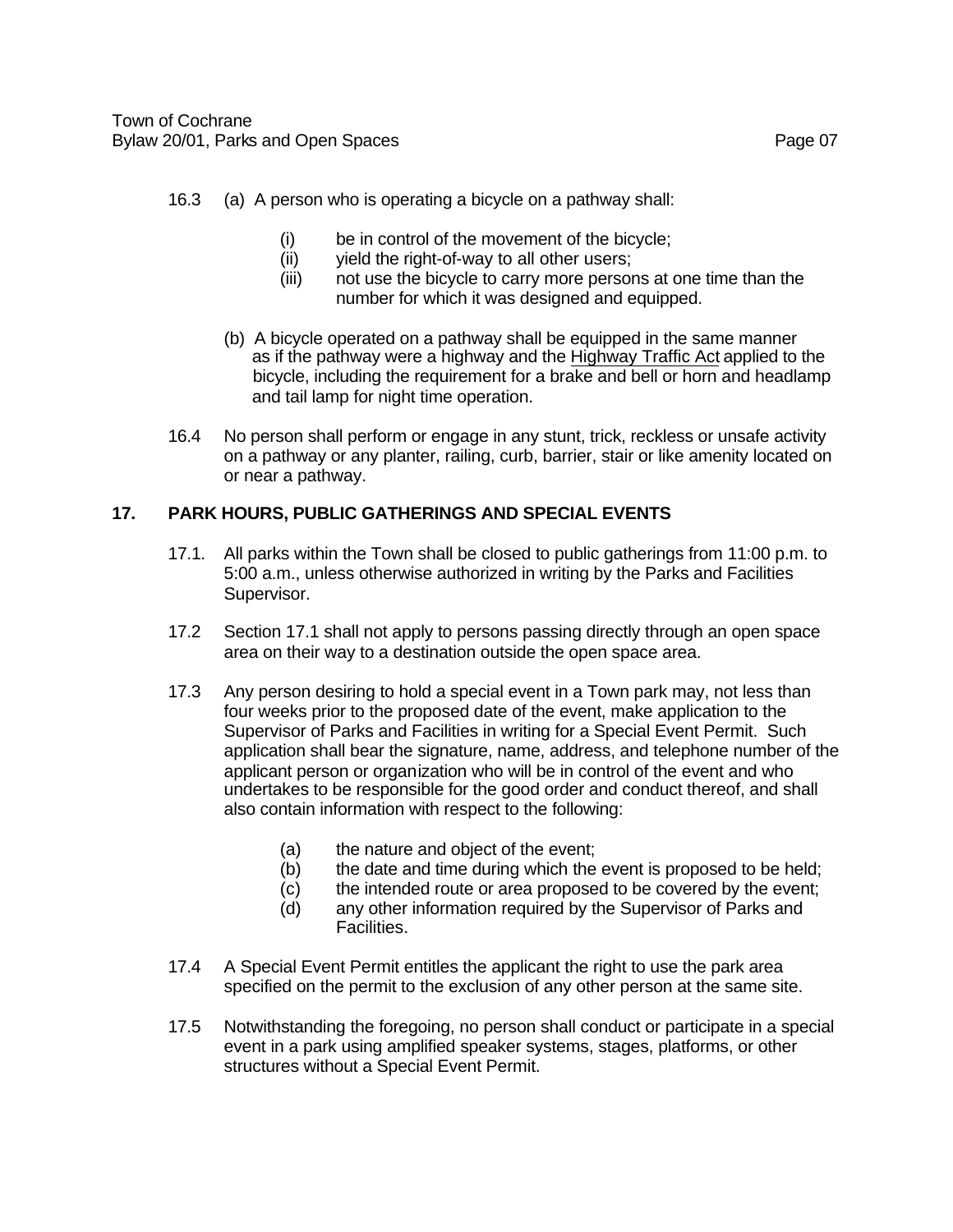16.3 (a) A person who is operating a bicycle on a pathway shall:

   (i) be in control of the movement of the bicycle;
   (ii) yield the right-of-way to all other users;
   (iii) not use the bicycle to carry more persons at one time than the number for which it was designed and equipped.

(b) A bicycle operated on a pathway shall be equipped in the same manner as if the pathway were a highway and the <u>Highway Traffic Act</u> applied to the bicycle, including the requirement for a brake and bell or horn and headlamp and tail lamp for night time operation.

16.4 No person shall perform or engage in any stunt, trick, reckless or unsafe activity on a pathway or any planter, railing, curb, barrier, stair or like amenity located on or near a pathway.

## 17. PARK HOURS, PUBLIC GATHERINGS AND SPECIAL EVENTS

17.1. All parks within the Town shall be closed to public gatherings from 11:00 p.m. to 5:00 a.m., unless otherwise authorized in writing by the Parks and Facilities Supervisor.

17.2 Section 17.1 shall not apply to persons passing directly through an open space area on their way to a destination outside the open space area.

17.3 Any person desiring to hold a special event in a Town park may, not less than four weeks prior to the proposed date of the event, make application to the Supervisor of Parks and Facilities in writing for a Special Event Permit. Such application shall bear the signature, name, address, and telephone number of the applicant person or organization who will be in control of the event and who undertakes to be responsible for the good order and conduct thereof, and shall also contain information with respect to the following:

   (a) the nature and object of the event;
   (b) the date and time during which the event is proposed to be held;
   (c) the intended route or area proposed to be covered by the event;
   (d) any other information required by the Supervisor of Parks and Facilities.

17.4 A Special Event Permit entitles the applicant the right to use the park area specified on the permit to the exclusion of any other person at the same site.

17.5 Notwithstanding the foregoing, no person shall conduct or participate in a special event in a park using amplified speaker systems, stages, platforms, or other structures without a Special Event Permit.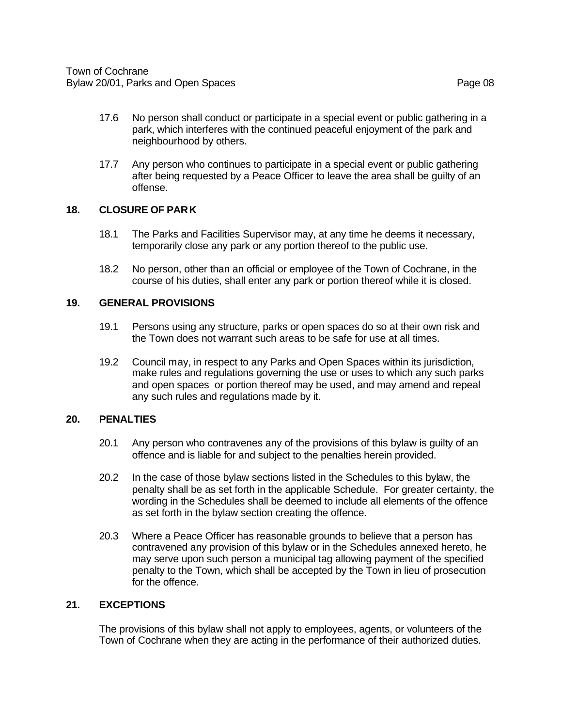17.6 No person shall conduct or participate in a special event or public gathering in a park, which interferes with the continued peaceful enjoyment of the park and neighbourhood by others.

17.7 Any person who continues to participate in a special event or public gathering after being requested by a Peace Officer to leave the area shall be guilty of an offense.

## 18. CLOSURE OF PARK

18.1 The Parks and Facilities Supervisor may, at any time he deems it necessary, temporarily close any park or any portion thereof to the public use.

18.2 No person, other than an official or employee of the Town of Cochrane, in the course of his duties, shall enter any park or portion thereof while it is closed.

## 19. GENERAL PROVISIONS

19.1 Persons using any structure, parks or open spaces do so at their own risk and the Town does not warrant such areas to be safe for use at all times.

19.2 Council may, in respect to any Parks and Open Spaces within its jurisdiction, make rules and regulations governing the use or uses to which any such parks and open spaces or portion thereof may be used, and may amend and repeal any such rules and regulations made by it.

## 20. PENALTIES

20.1 Any person who contravenes any of the provisions of this bylaw is guilty of an offence and is liable for and subject to the penalties herein provided.

20.2 In the case of those bylaw sections listed in the Schedules to this bylaw, the penalty shall be as set forth in the applicable Schedule. For greater certainty, the wording in the Schedules shall be deemed to include all elements of the offence as set forth in the bylaw section creating the offence.

20.3 Where a Peace Officer has reasonable grounds to believe that a person has contravened any provision of this bylaw or in the Schedules annexed hereto, he may serve upon such person a municipal tag allowing payment of the specified penalty to the Town, which shall be accepted by the Town in lieu of prosecution for the offence.

## 21. EXCEPTIONS

The provisions of this bylaw shall not apply to employees, agents, or volunteers of the Town of Cochrane when they are acting in the performance of their authorized duties.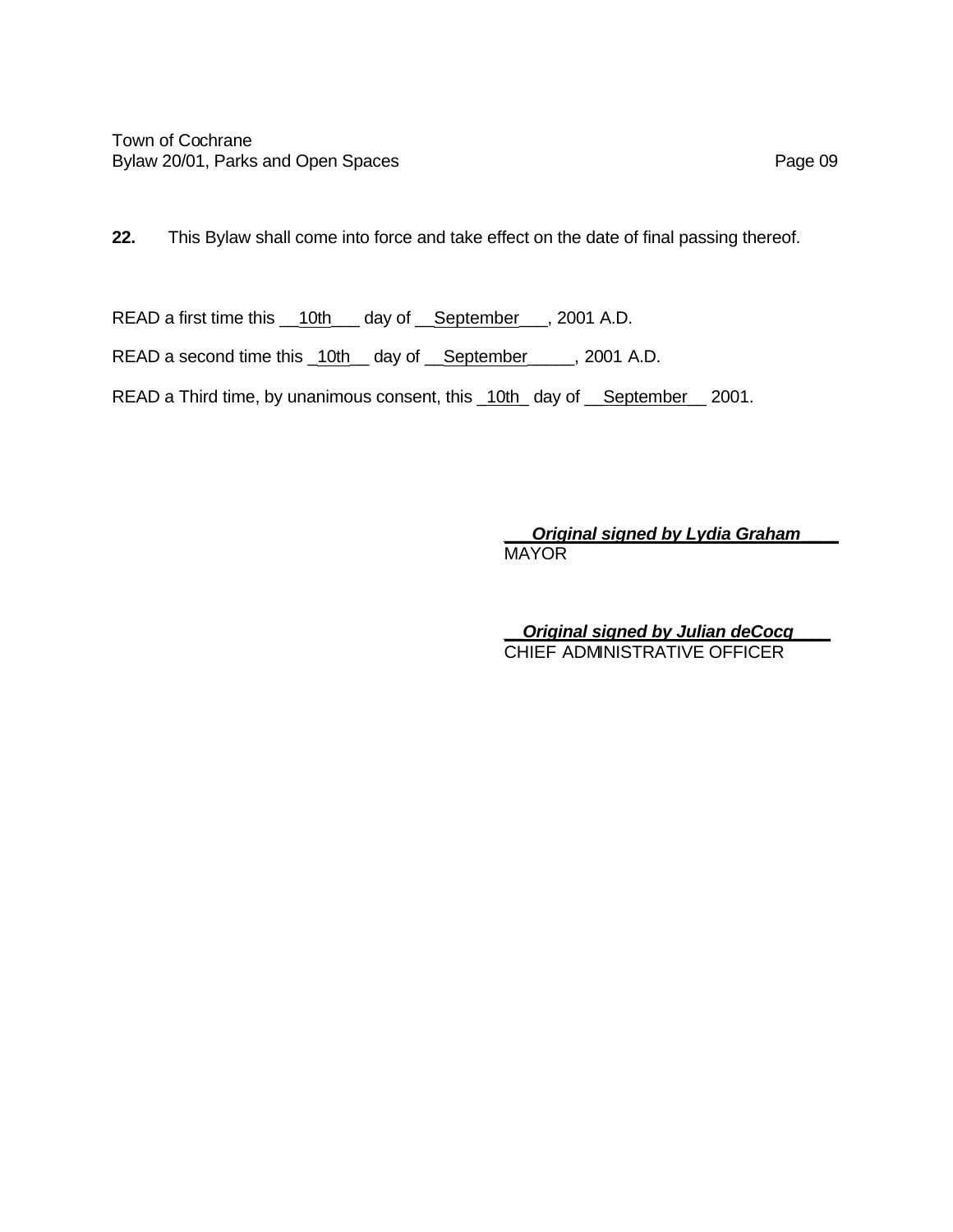**22.** This Bylaw shall come into force and take effect on the date of final passing thereof.

READ a first time this __10th___ day of __September___, 2001 A.D.

READ a second time this _10th__ day of __September_____, 2001 A.D.

READ a Third time, by unanimous consent, this _10th_ day of __September__ 2001.

___***Original signed by Lydia Graham***____
MAYOR

__***Original signed by Julian deCocq***____
CHIEF ADMINISTRATIVE OFFICER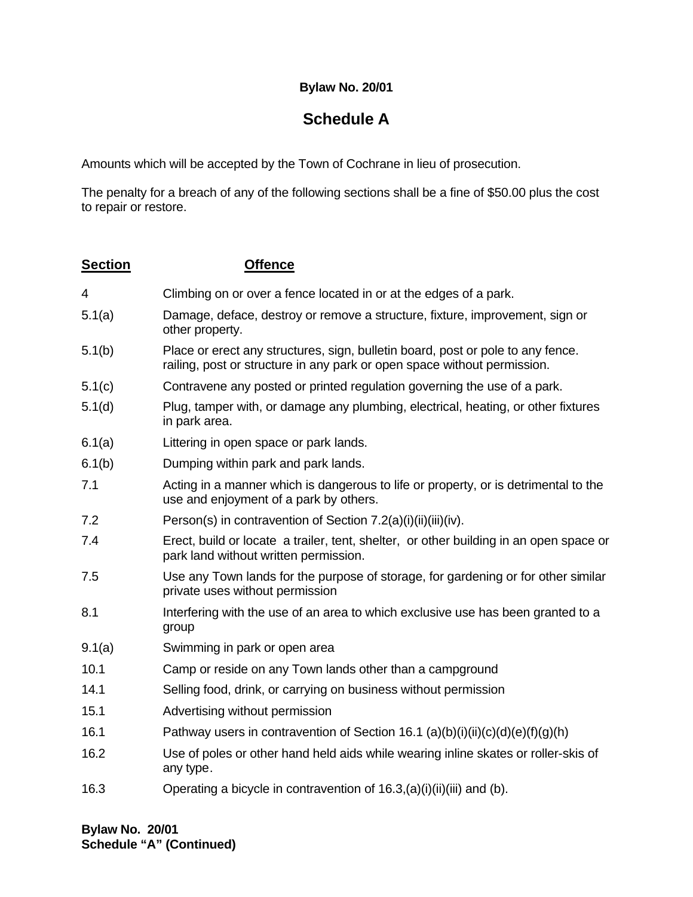**Bylaw No. 20/01**

## Schedule A

Amounts which will be accepted by the Town of Cochrane in lieu of prosecution.

The penalty for a breach of any of the following sections shall be a fine of $50.00 plus the cost to repair or restore.

| Section | Offence |
|---|---|
| 4 | Climbing on or over a fence located in or at the edges of a park. |
| 5.1(a) | Damage, deface, destroy or remove a structure, fixture, improvement, sign or other property. |
| 5.1(b) | Place or erect any structures, sign, bulletin board, post or pole to any fence. railing, post or structure in any park or open space without permission. |
| 5.1(c) | Contravene any posted or printed regulation governing the use of a park. |
| 5.1(d) | Plug, tamper with, or damage any plumbing, electrical, heating, or other fixtures in park area. |
| 6.1(a) | Littering in open space or park lands. |
| 6.1(b) | Dumping within park and park lands. |
| 7.1 | Acting in a manner which is dangerous to life or property, or is detrimental to the use and enjoyment of a park by others. |
| 7.2 | Person(s) in contravention of Section 7.2(a)(i)(ii)(iii)(iv). |
| 7.4 | Erect, build or locate a trailer, tent, shelter, or other building in an open space or park land without written permission. |
| 7.5 | Use any Town lands for the purpose of storage, for gardening or for other similar private uses without permission |
| 8.1 | Interfering with the use of an area to which exclusive use has been granted to a group |
| 9.1(a) | Swimming in park or open area |
| 10.1 | Camp or reside on any Town lands other than a campground |
| 14.1 | Selling food, drink, or carrying on business without permission |
| 15.1 | Advertising without permission |
| 16.1 | Pathway users in contravention of Section 16.1 (a)(b)(i)(ii)(c)(d)(e)(f)(g)(h) |
| 16.2 | Use of poles or other hand held aids while wearing inline skates or roller-skis of any type. |
| 16.3 | Operating a bicycle in contravention of 16.3,(a)(i)(ii)(iii) and (b). |

**Bylaw No. 20/01**
**Schedule "A" (Continued)**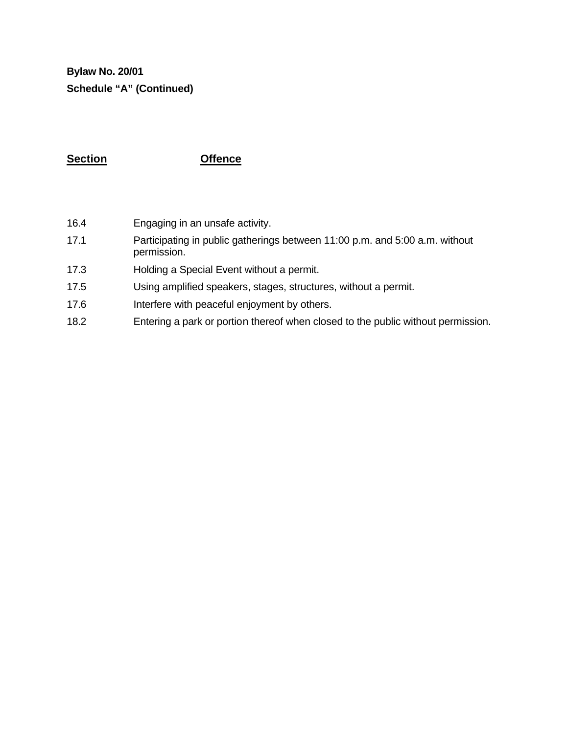**Bylaw No. 20/01**

**Schedule "A" (Continued)**

| Section | Offence |
|---|---|
| 16.4 | Engaging in an unsafe activity. |
| 17.1 | Participating in public gatherings between 11:00 p.m. and 5:00 a.m. without permission. |
| 17.3 | Holding a Special Event without a permit. |
| 17.5 | Using amplified speakers, stages, structures, without a permit. |
| 17.6 | Interfere with peaceful enjoyment by others. |
| 18.2 | Entering a park or portion thereof when closed to the public without permission. |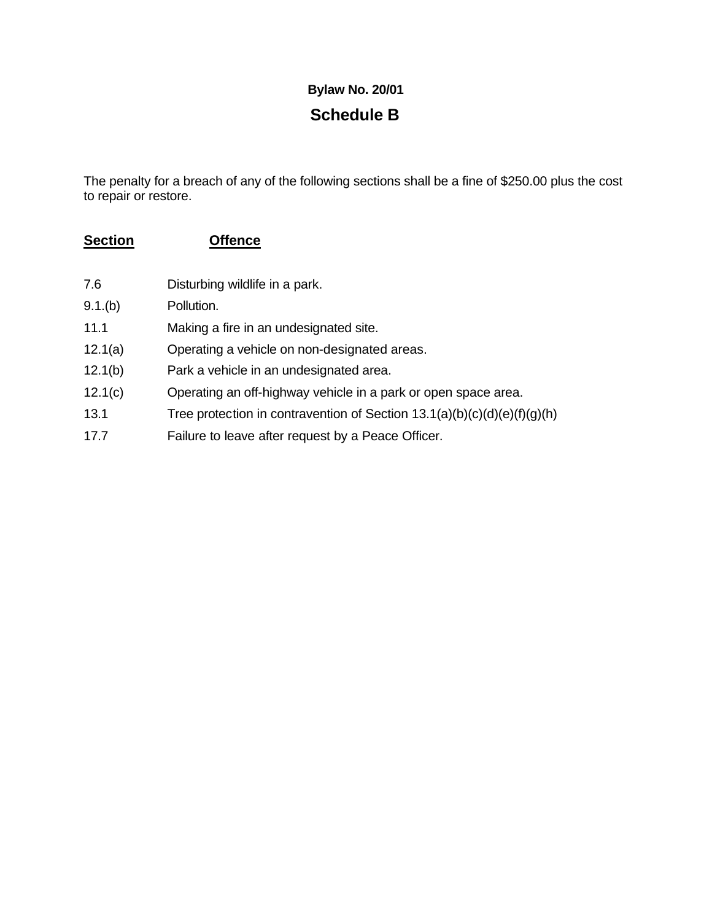**Bylaw No. 20/01**

## Schedule B

The penalty for a breach of any of the following sections shall be a fine of $250.00 plus the cost to repair or restore.

| Section | Offence |
|---|---|
| 7.6 | Disturbing wildlife in a park. |
| 9.1.(b) | Pollution. |
| 11.1 | Making a fire in an undesignated site. |
| 12.1(a) | Operating a vehicle on non-designated areas. |
| 12.1(b) | Park a vehicle in an undesignated area. |
| 12.1(c) | Operating an off-highway vehicle in a park or open space area. |
| 13.1 | Tree protection in contravention of Section 13.1(a)(b)(c)(d)(e)(f)(g)(h) |
| 17.7 | Failure to leave after request by a Peace Officer. |